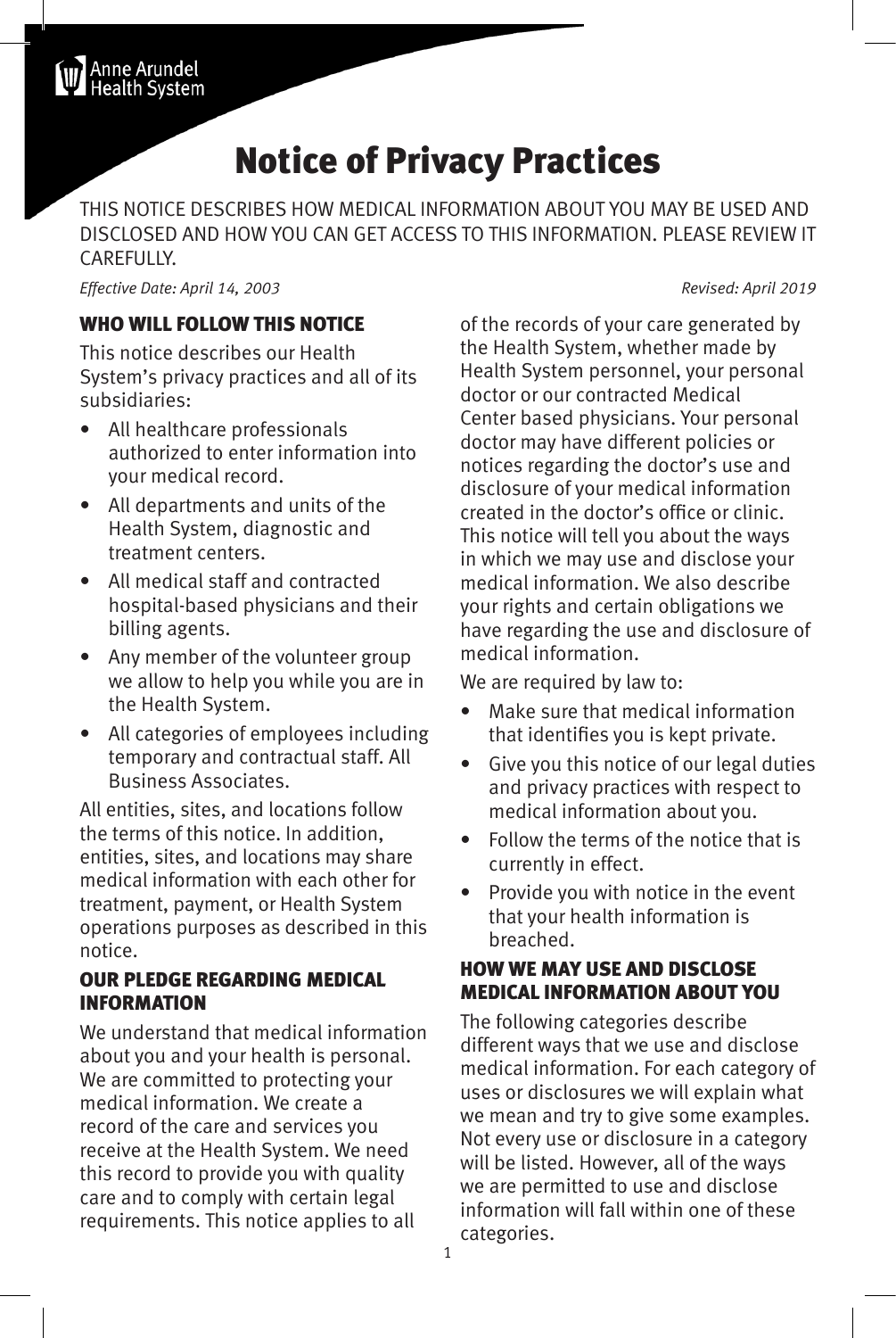Anne Arundel Health System

# Notice of Privacy Practices

THIS NOTICE DESCRIBES HOW MEDICAL INFORMATION ABOUT YOU MAY BE USED AND DISCLOSED AND HOW YOU CAN GET ACCESS TO THIS INFORMATION. PLEASE REVIEW IT CAREFULLY.

*Effective Date: April 14, 2003* *Revised: April 2019*

## WHO WILL FOLLOW THIS NOTICE

This notice describes our Health System's privacy practices and all of its subsidiaries:

- All healthcare professionals authorized to enter information into your medical record.
- All departments and units of the Health System, diagnostic and treatment centers.
- All medical staff and contracted hospital-based physicians and their billing agents.
- Any member of the volunteer group we allow to help you while you are in the Health System.
- All categories of employees including temporary and contractual staff. All Business Associates.

All entities, sites, and locations follow the terms of this notice. In addition, entities, sites, and locations may share medical information with each other for treatment, payment, or Health System operations purposes as described in this notice.

## OUR PLEDGE REGARDING MEDICAL INFORMATION

We understand that medical information about you and your health is personal. We are committed to protecting your medical information. We create a record of the care and services you receive at the Health System. We need this record to provide you with quality care and to comply with certain legal requirements. This notice applies to all of the records of your care generated by the Health System, whether made by Health System personnel, your personal doctor or our contracted Medical Center based physicians. Your personal doctor may have different policies or notices regarding the doctor's use and disclosure of your medical information created in the doctor's office or clinic. This notice will tell you about the ways in which we may use and disclose your medical information. We also describe your rights and certain obligations we have regarding the use and disclosure of medical information.

We are required by law to:

- Make sure that medical information that identifies you is kept private.
- Give you this notice of our legal duties and privacy practices with respect to medical information about you.
- Follow the terms of the notice that is currently in effect.
- Provide you with notice in the event that your health information is breached.

## HOW WE MAY USE AND DISCLOSE MEDICAL INFORMATION ABOUT YOU

The following categories describe different ways that we use and disclose medical information. For each category of uses or disclosures we will explain what we mean and try to give some examples. Not every use or disclosure in a category will be listed. However, all of the ways we are permitted to use and disclose information will fall within one of these categories.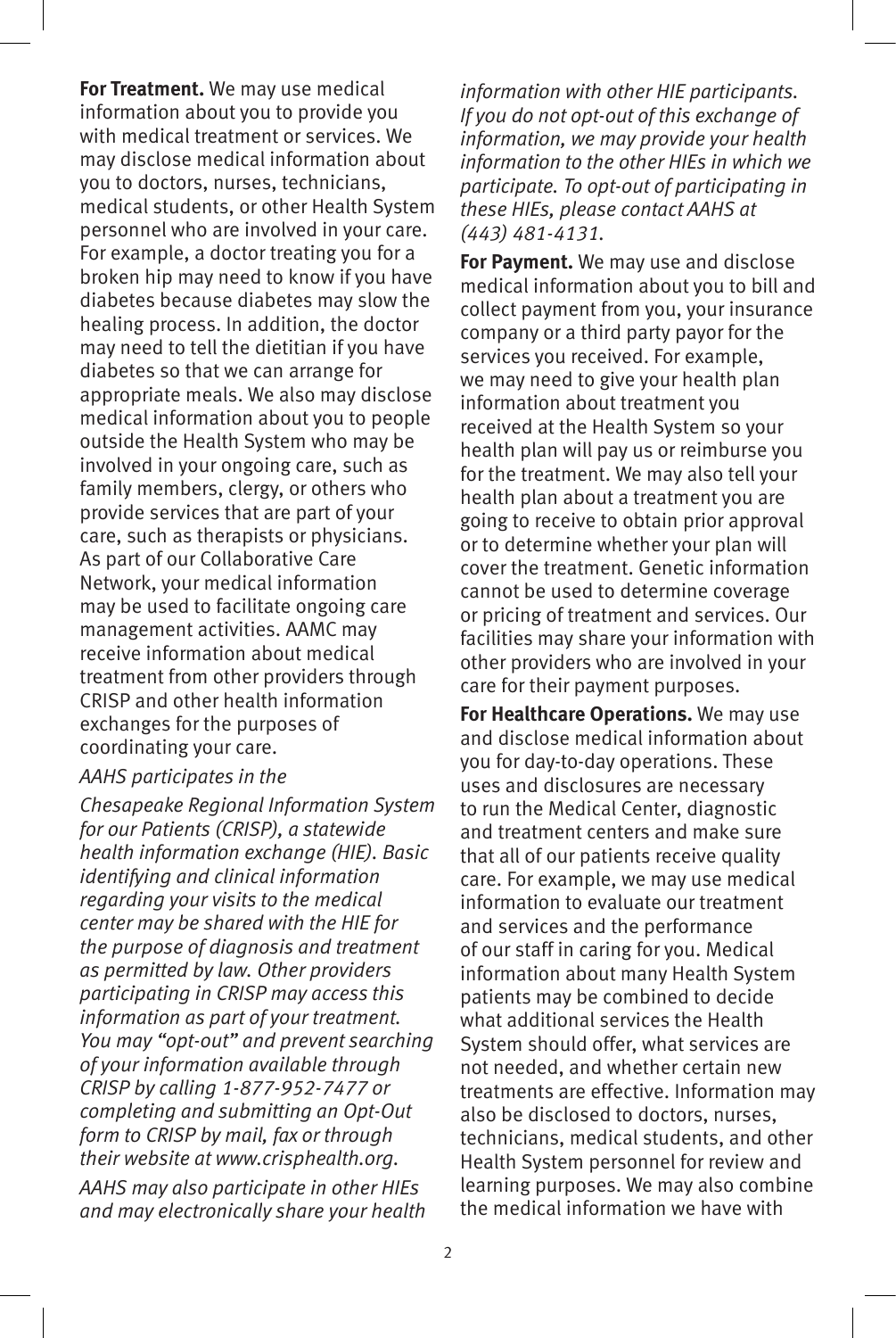**For Treatment.** We may use medical information about you to provide you with medical treatment or services. We may disclose medical information about you to doctors, nurses, technicians, medical students, or other Health System personnel who are involved in your care. For example, a doctor treating you for a broken hip may need to know if you have diabetes because diabetes may slow the healing process. In addition, the doctor may need to tell the dietitian if you have diabetes so that we can arrange for appropriate meals. We also may disclose medical information about you to people outside the Health System who may be involved in your ongoing care, such as family members, clergy, or others who provide services that are part of your care, such as therapists or physicians. As part of our Collaborative Care Network, your medical information may be used to facilitate ongoing care management activities. AAMC may receive information about medical treatment from other providers through CRISP and other health information exchanges for the purposes of coordinating your care.

*AAHS participates in the*

*Chesapeake Regional Information System for our Patients (CRISP), a statewide health information exchange (HIE). Basic identifying and clinical information regarding your visits to the medical center may be shared with the HIE for the purpose of diagnosis and treatment as permitted by law. Other providers participating in CRISP may access this information as part of your treatment. You may "opt-out" and prevent searching of your information available through CRISP by calling 1-877-952-7477 or completing and submitting an Opt-Out form to CRISP by mail, fax or through their website at www.crisphealth.org.*

*AAHS may also participate in other HIEs and may electronically share your health information with other HIE participants. If you do not opt-out of this exchange of information, we may provide your health information to the other HIEs in which we participate. To opt-out of participating in these HIEs, please contact AAHS at (443) 481-4131.*

**For Payment.** We may use and disclose medical information about you to bill and collect payment from you, your insurance company or a third party payor for the services you received. For example, we may need to give your health plan information about treatment you received at the Health System so your health plan will pay us or reimburse you for the treatment. We may also tell your health plan about a treatment you are going to receive to obtain prior approval or to determine whether your plan will cover the treatment. Genetic information cannot be used to determine coverage or pricing of treatment and services. Our facilities may share your information with other providers who are involved in your care for their payment purposes.

**For Healthcare Operations.** We may use and disclose medical information about you for day-to-day operations. These uses and disclosures are necessary to run the Medical Center, diagnostic and treatment centers and make sure that all of our patients receive quality care. For example, we may use medical information to evaluate our treatment and services and the performance of our staff in caring for you. Medical information about many Health System patients may be combined to decide what additional services the Health System should offer, what services are not needed, and whether certain new treatments are effective. Information may also be disclosed to doctors, nurses, technicians, medical students, and other Health System personnel for review and learning purposes. We may also combine the medical information we have with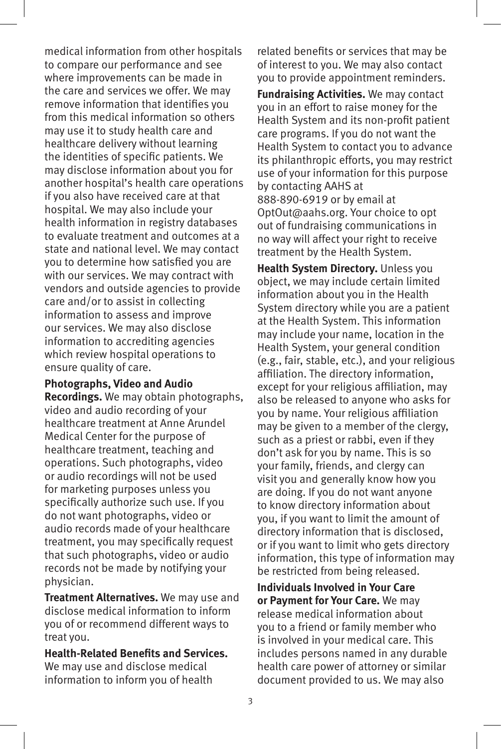medical information from other hospitals to compare our performance and see where improvements can be made in the care and services we offer. We may remove information that identifies you from this medical information so others may use it to study health care and healthcare delivery without learning the identities of specific patients. We may disclose information about you for another hospital's health care operations if you also have received care at that hospital. We may also include your health information in registry databases to evaluate treatment and outcomes at a state and national level. We may contact you to determine how satisfied you are with our services. We may contract with vendors and outside agencies to provide care and/or to assist in collecting information to assess and improve our services. We may also disclose information to accrediting agencies which review hospital operations to ensure quality of care.

**Photographs, Video and Audio Recordings.** We may obtain photographs, video and audio recording of your healthcare treatment at Anne Arundel Medical Center for the purpose of healthcare treatment, teaching and operations. Such photographs, video or audio recordings will not be used for marketing purposes unless you specifically authorize such use. If you do not want photographs, video or audio records made of your healthcare treatment, you may specifically request that such photographs, video or audio records not be made by notifying your physician.

**Treatment Alternatives.** We may use and disclose medical information to inform you of or recommend different ways to treat you.

**Health-Related Benefits and Services.** We may use and disclose medical information to inform you of health related benefits or services that may be of interest to you. We may also contact you to provide appointment reminders.

**Fundraising Activities.** We may contact you in an effort to raise money for the Health System and its non-profit patient care programs. If you do not want the Health System to contact you to advance its philanthropic efforts, you may restrict use of your information for this purpose by contacting AAHS at 888-890-6919 or by email at OptOut@aahs.org. Your choice to opt out of fundraising communications in no way will affect your right to receive treatment by the Health System.

**Health System Directory.** Unless you object, we may include certain limited information about you in the Health System directory while you are a patient at the Health System. This information may include your name, location in the Health System, your general condition (e.g., fair, stable, etc.), and your religious affiliation. The directory information, except for your religious affiliation, may also be released to anyone who asks for you by name. Your religious affiliation may be given to a member of the clergy, such as a priest or rabbi, even if they don't ask for you by name. This is so your family, friends, and clergy can visit you and generally know how you are doing. If you do not want anyone to know directory information about you, if you want to limit the amount of directory information that is disclosed, or if you want to limit who gets directory information, this type of information may be restricted from being released.

**Individuals Involved in Your Care or Payment for Your Care.** We may release medical information about you to a friend or family member who is involved in your medical care. This includes persons named in any durable health care power of attorney or similar document provided to us. We may also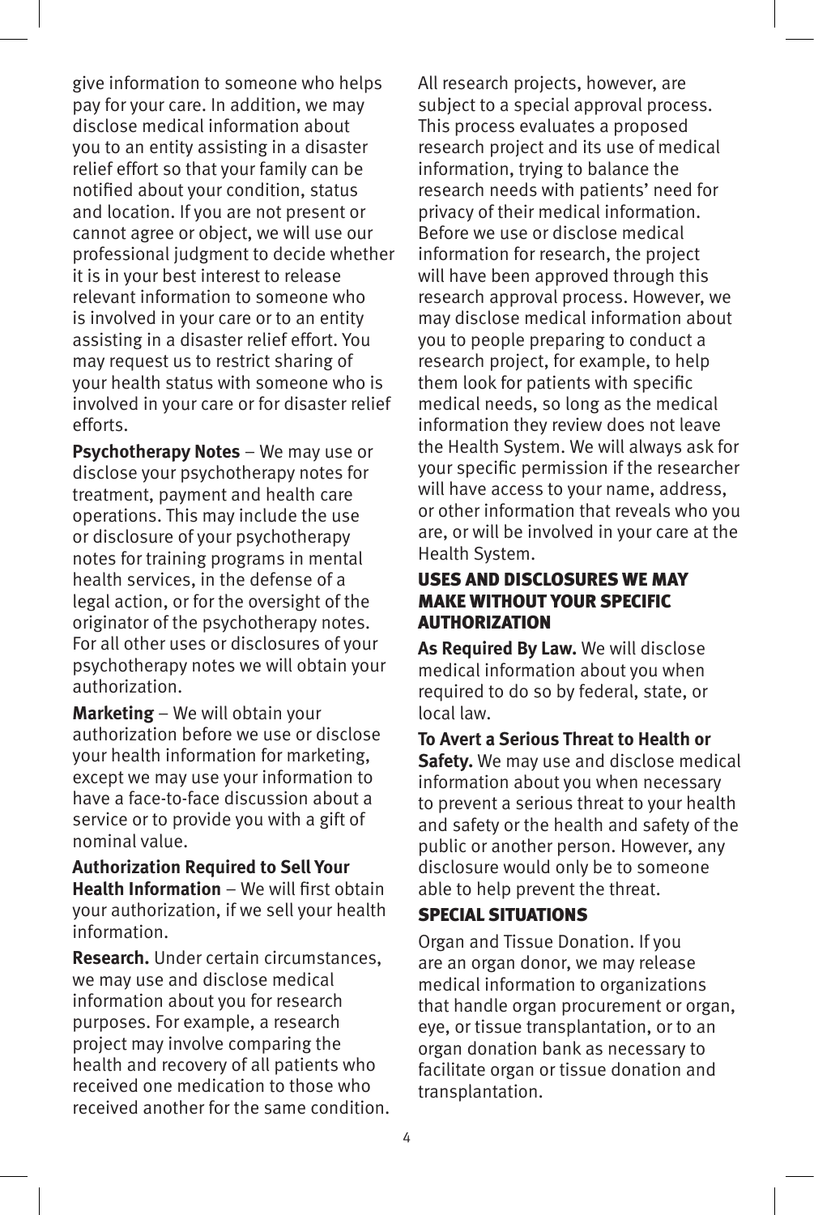give information to someone who helps pay for your care. In addition, we may disclose medical information about you to an entity assisting in a disaster relief effort so that your family can be notified about your condition, status and location. If you are not present or cannot agree or object, we will use our professional judgment to decide whether it is in your best interest to release relevant information to someone who is involved in your care or to an entity assisting in a disaster relief effort. You may request us to restrict sharing of your health status with someone who is involved in your care or for disaster relief efforts.

**Psychotherapy Notes** – We may use or disclose your psychotherapy notes for treatment, payment and health care operations. This may include the use or disclosure of your psychotherapy notes for training programs in mental health services, in the defense of a legal action, or for the oversight of the originator of the psychotherapy notes. For all other uses or disclosures of your psychotherapy notes we will obtain your authorization.

**Marketing** – We will obtain your authorization before we use or disclose your health information for marketing, except we may use your information to have a face-to-face discussion about a service or to provide you with a gift of nominal value.

**Authorization Required to Sell Your Health Information** – We will first obtain your authorization, if we sell your health information.

**Research.** Under certain circumstances, we may use and disclose medical information about you for research purposes. For example, a research project may involve comparing the health and recovery of all patients who received one medication to those who received another for the same condition. All research projects, however, are subject to a special approval process. This process evaluates a proposed research project and its use of medical information, trying to balance the research needs with patients' need for privacy of their medical information. Before we use or disclose medical information for research, the project will have been approved through this research approval process. However, we may disclose medical information about you to people preparing to conduct a research project, for example, to help them look for patients with specific medical needs, so long as the medical information they review does not leave the Health System. We will always ask for your specific permission if the researcher will have access to your name, address, or other information that reveals who you are, or will be involved in your care at the Health System.

## USES AND DISCLOSURES WE MAY MAKE WITHOUT YOUR SPECIFIC AUTHORIZATION

**As Required By Law.** We will disclose medical information about you when required to do so by federal, state, or local law.

**To Avert a Serious Threat to Health or Safety.** We may use and disclose medical information about you when necessary to prevent a serious threat to your health and safety or the health and safety of the public or another person. However, any disclosure would only be to someone able to help prevent the threat.

## SPECIAL SITUATIONS

Organ and Tissue Donation. If you are an organ donor, we may release medical information to organizations that handle organ procurement or organ, eye, or tissue transplantation, or to an organ donation bank as necessary to facilitate organ or tissue donation and transplantation.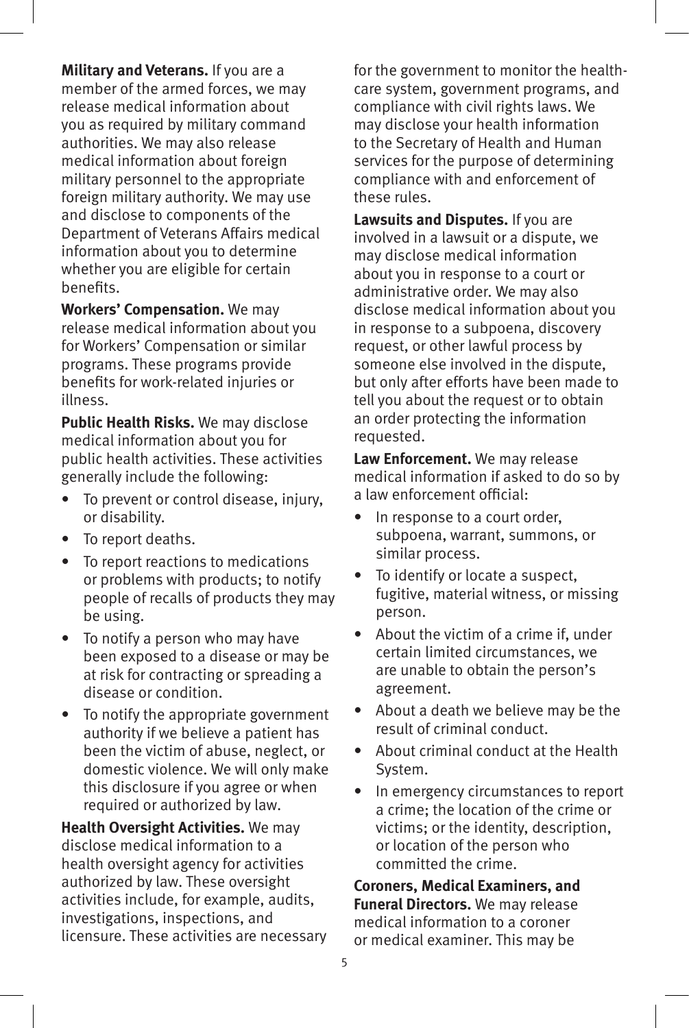**Military and Veterans.** If you are a member of the armed forces, we may release medical information about you as required by military command authorities. We may also release medical information about foreign military personnel to the appropriate foreign military authority. We may use and disclose to components of the Department of Veterans Affairs medical information about you to determine whether you are eligible for certain benefits.

**Workers' Compensation.** We may release medical information about you for Workers' Compensation or similar programs. These programs provide benefits for work-related injuries or illness.

**Public Health Risks.** We may disclose medical information about you for public health activities. These activities generally include the following:

- To prevent or control disease, injury, or disability.
- To report deaths.
- To report reactions to medications or problems with products; to notify people of recalls of products they may be using.
- To notify a person who may have been exposed to a disease or may be at risk for contracting or spreading a disease or condition.
- To notify the appropriate government authority if we believe a patient has been the victim of abuse, neglect, or domestic violence. We will only make this disclosure if you agree or when required or authorized by law.

**Health Oversight Activities.** We may disclose medical information to a health oversight agency for activities authorized by law. These oversight activities include, for example, audits, investigations, inspections, and licensure. These activities are necessary for the government to monitor the health-care system, government programs, and compliance with civil rights laws. We may disclose your health information to the Secretary of Health and Human services for the purpose of determining compliance with and enforcement of these rules.

**Lawsuits and Disputes.** If you are involved in a lawsuit or a dispute, we may disclose medical information about you in response to a court or administrative order. We may also disclose medical information about you in response to a subpoena, discovery request, or other lawful process by someone else involved in the dispute, but only after efforts have been made to tell you about the request or to obtain an order protecting the information requested.

**Law Enforcement.** We may release medical information if asked to do so by a law enforcement official:

- In response to a court order, subpoena, warrant, summons, or similar process.
- To identify or locate a suspect, fugitive, material witness, or missing person.
- About the victim of a crime if, under certain limited circumstances, we are unable to obtain the person's agreement.
- About a death we believe may be the result of criminal conduct.
- About criminal conduct at the Health System.
- In emergency circumstances to report a crime; the location of the crime or victims; or the identity, description, or location of the person who committed the crime.

**Coroners, Medical Examiners, and Funeral Directors.** We may release medical information to a coroner or medical examiner. This may be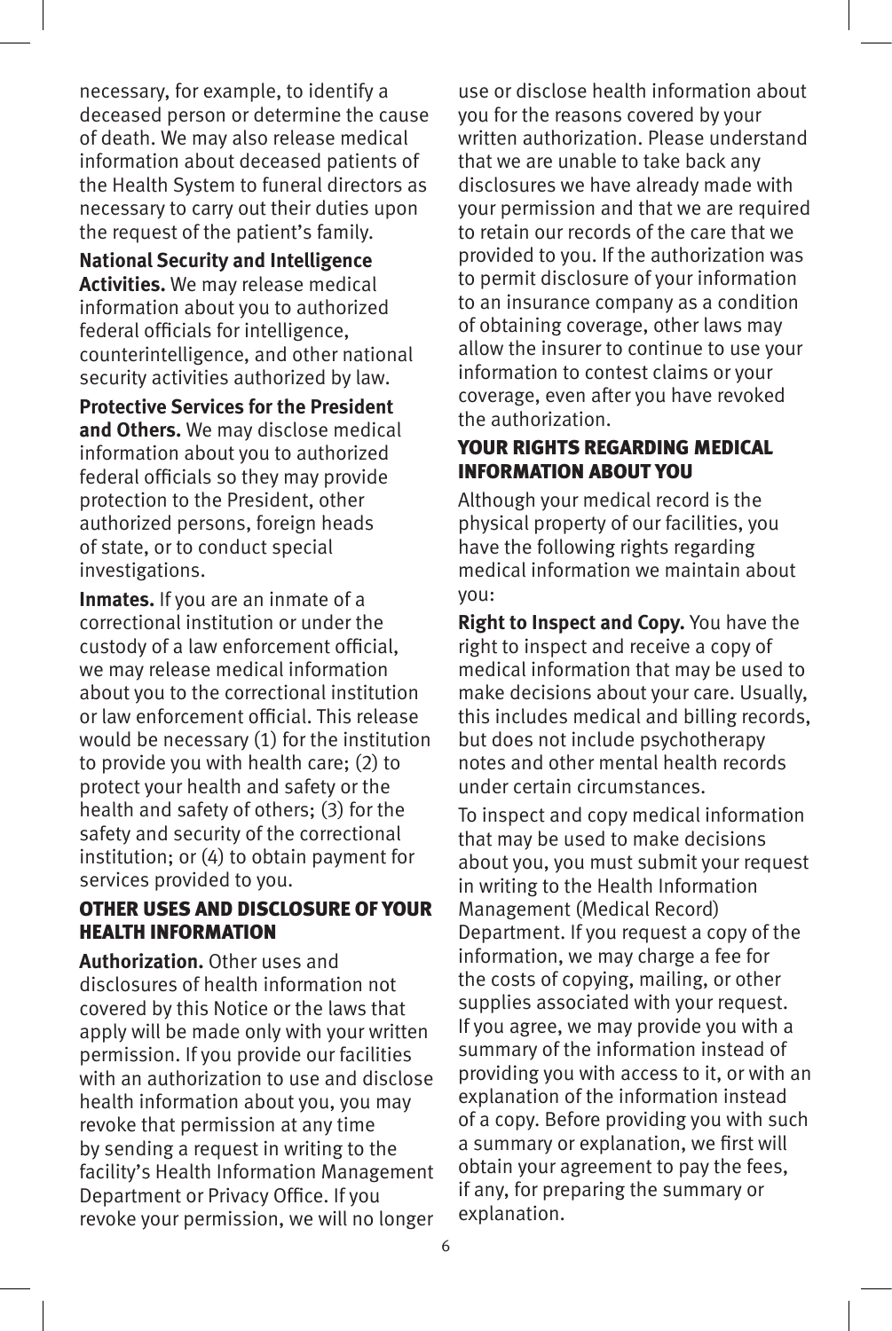necessary, for example, to identify a deceased person or determine the cause of death. We may also release medical information about deceased patients of the Health System to funeral directors as necessary to carry out their duties upon the request of the patient's family.

**National Security and Intelligence Activities.** We may release medical information about you to authorized federal officials for intelligence, counterintelligence, and other national security activities authorized by law.

**Protective Services for the President and Others.** We may disclose medical information about you to authorized federal officials so they may provide protection to the President, other authorized persons, foreign heads of state, or to conduct special investigations.

**Inmates.** If you are an inmate of a correctional institution or under the custody of a law enforcement official, we may release medical information about you to the correctional institution or law enforcement official. This release would be necessary (1) for the institution to provide you with health care; (2) to protect your health and safety or the health and safety of others; (3) for the safety and security of the correctional institution; or (4) to obtain payment for services provided to you.

## OTHER USES AND DISCLOSURE OF YOUR HEALTH INFORMATION

**Authorization.** Other uses and disclosures of health information not covered by this Notice or the laws that apply will be made only with your written permission. If you provide our facilities with an authorization to use and disclose health information about you, you may revoke that permission at any time by sending a request in writing to the facility's Health Information Management Department or Privacy Office. If you revoke your permission, we will no longer use or disclose health information about you for the reasons covered by your written authorization. Please understand that we are unable to take back any disclosures we have already made with your permission and that we are required to retain our records of the care that we provided to you. If the authorization was to permit disclosure of your information to an insurance company as a condition of obtaining coverage, other laws may allow the insurer to continue to use your information to contest claims or your coverage, even after you have revoked the authorization.

## YOUR RIGHTS REGARDING MEDICAL INFORMATION ABOUT YOU

Although your medical record is the physical property of our facilities, you have the following rights regarding medical information we maintain about you:

**Right to Inspect and Copy.** You have the right to inspect and receive a copy of medical information that may be used to make decisions about your care. Usually, this includes medical and billing records, but does not include psychotherapy notes and other mental health records under certain circumstances.

To inspect and copy medical information that may be used to make decisions about you, you must submit your request in writing to the Health Information Management (Medical Record) Department. If you request a copy of the information, we may charge a fee for the costs of copying, mailing, or other supplies associated with your request. If you agree, we may provide you with a summary of the information instead of providing you with access to it, or with an explanation of the information instead of a copy. Before providing you with such a summary or explanation, we first will obtain your agreement to pay the fees, if any, for preparing the summary or explanation.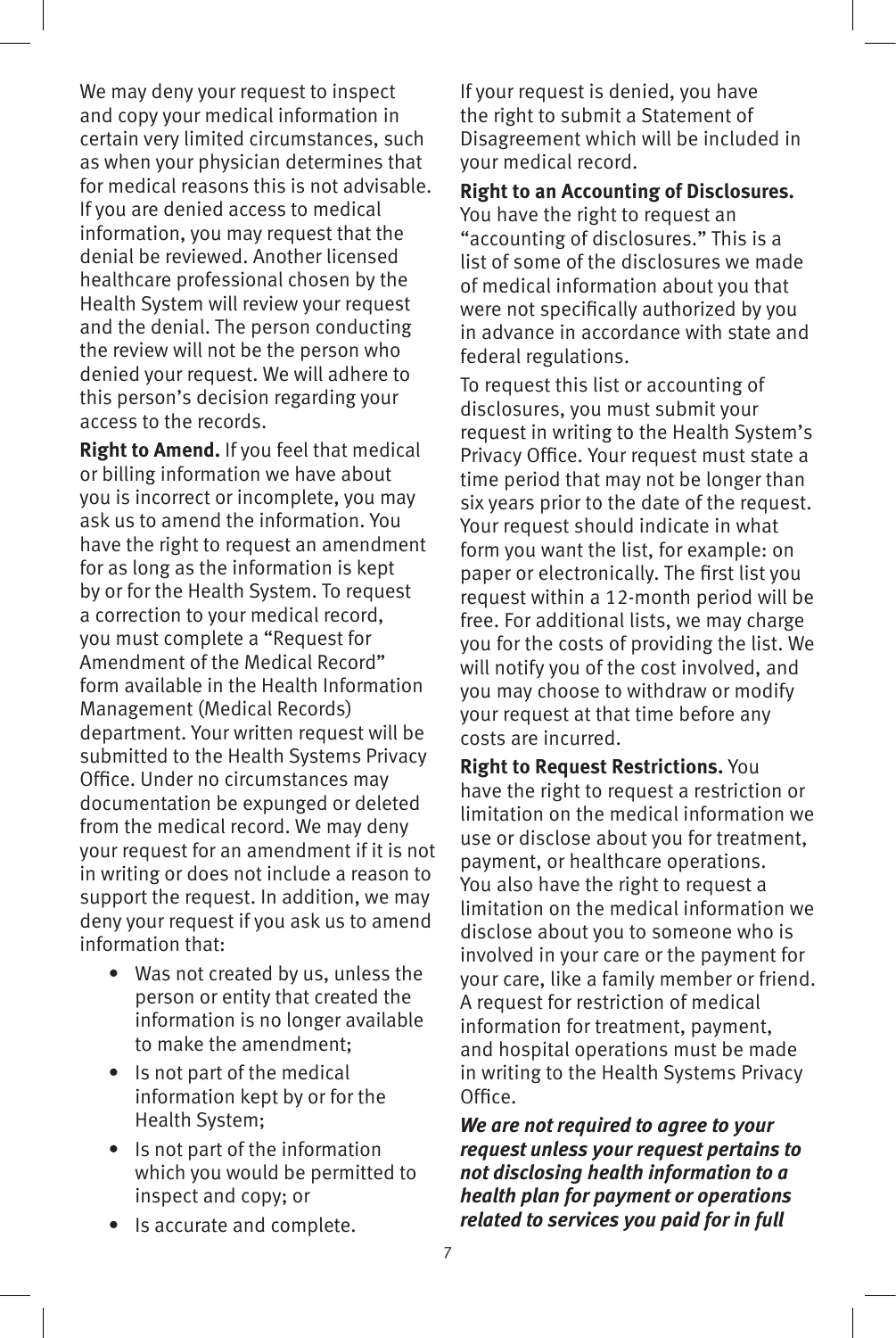We may deny your request to inspect and copy your medical information in certain very limited circumstances, such as when your physician determines that for medical reasons this is not advisable. If you are denied access to medical information, you may request that the denial be reviewed. Another licensed healthcare professional chosen by the Health System will review your request and the denial. The person conducting the review will not be the person who denied your request. We will adhere to this person's decision regarding your access to the records.

**Right to Amend.** If you feel that medical or billing information we have about you is incorrect or incomplete, you may ask us to amend the information. You have the right to request an amendment for as long as the information is kept by or for the Health System. To request a correction to your medical record, you must complete a "Request for Amendment of the Medical Record" form available in the Health Information Management (Medical Records) department. Your written request will be submitted to the Health Systems Privacy Office. Under no circumstances may documentation be expunged or deleted from the medical record. We may deny your request for an amendment if it is not in writing or does not include a reason to support the request. In addition, we may deny your request if you ask us to amend information that:

- Was not created by us, unless the person or entity that created the information is no longer available to make the amendment;
- Is not part of the medical information kept by or for the Health System;
- Is not part of the information which you would be permitted to inspect and copy; or
- Is accurate and complete.

If your request is denied, you have the right to submit a Statement of Disagreement which will be included in your medical record.

**Right to an Accounting of Disclosures.** You have the right to request an "accounting of disclosures." This is a list of some of the disclosures we made of medical information about you that were not specifically authorized by you in advance in accordance with state and federal regulations.

To request this list or accounting of disclosures, you must submit your request in writing to the Health System's Privacy Office. Your request must state a time period that may not be longer than six years prior to the date of the request. Your request should indicate in what form you want the list, for example: on paper or electronically. The first list you request within a 12-month period will be free. For additional lists, we may charge you for the costs of providing the list. We will notify you of the cost involved, and you may choose to withdraw or modify your request at that time before any costs are incurred.

**Right to Request Restrictions.** You have the right to request a restriction or limitation on the medical information we use or disclose about you for treatment, payment, or healthcare operations. You also have the right to request a limitation on the medical information we disclose about you to someone who is involved in your care or the payment for your care, like a family member or friend. A request for restriction of medical information for treatment, payment, and hospital operations must be made in writing to the Health Systems Privacy Office.

***We are not required to agree to your request unless your request pertains to not disclosing health information to a health plan for payment or operations related to services you paid for in full***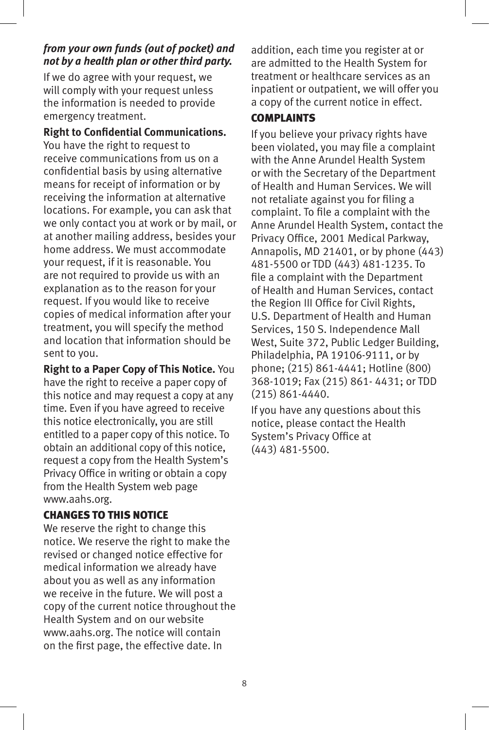***from your own funds (out of pocket) and not by a health plan or other third party.***

If we do agree with your request, we will comply with your request unless the information is needed to provide emergency treatment.

**Right to Confidential Communications.** You have the right to request to receive communications from us on a confidential basis by using alternative means for receipt of information or by receiving the information at alternative locations. For example, you can ask that we only contact you at work or by mail, or at another mailing address, besides your home address. We must accommodate your request, if it is reasonable. You are not required to provide us with an explanation as to the reason for your request. If you would like to receive copies of medical information after your treatment, you will specify the method and location that information should be sent to you.

**Right to a Paper Copy of This Notice.** You have the right to receive a paper copy of this notice and may request a copy at any time. Even if you have agreed to receive this notice electronically, you are still entitled to a paper copy of this notice. To obtain an additional copy of this notice, request a copy from the Health System's Privacy Office in writing or obtain a copy from the Health System web page www.aahs.org.

## CHANGES TO THIS NOTICE

We reserve the right to change this notice. We reserve the right to make the revised or changed notice effective for medical information we already have about you as well as any information we receive in the future. We will post a copy of the current notice throughout the Health System and on our website www.aahs.org. The notice will contain on the first page, the effective date. In addition, each time you register at or are admitted to the Health System for treatment or healthcare services as an inpatient or outpatient, we will offer you a copy of the current notice in effect.

## COMPLAINTS

If you believe your privacy rights have been violated, you may file a complaint with the Anne Arundel Health System or with the Secretary of the Department of Health and Human Services. We will not retaliate against you for filing a complaint. To file a complaint with the Anne Arundel Health System, contact the Privacy Office, 2001 Medical Parkway, Annapolis, MD 21401, or by phone (443) 481-5500 or TDD (443) 481-1235. To file a complaint with the Department of Health and Human Services, contact the Region III Office for Civil Rights, U.S. Department of Health and Human Services, 150 S. Independence Mall West, Suite 372, Public Ledger Building, Philadelphia, PA 19106-9111, or by phone; (215) 861-4441; Hotline (800) 368-1019; Fax (215) 861- 4431; or TDD (215) 861-4440.

If you have any questions about this notice, please contact the Health System's Privacy Office at (443) 481-5500.